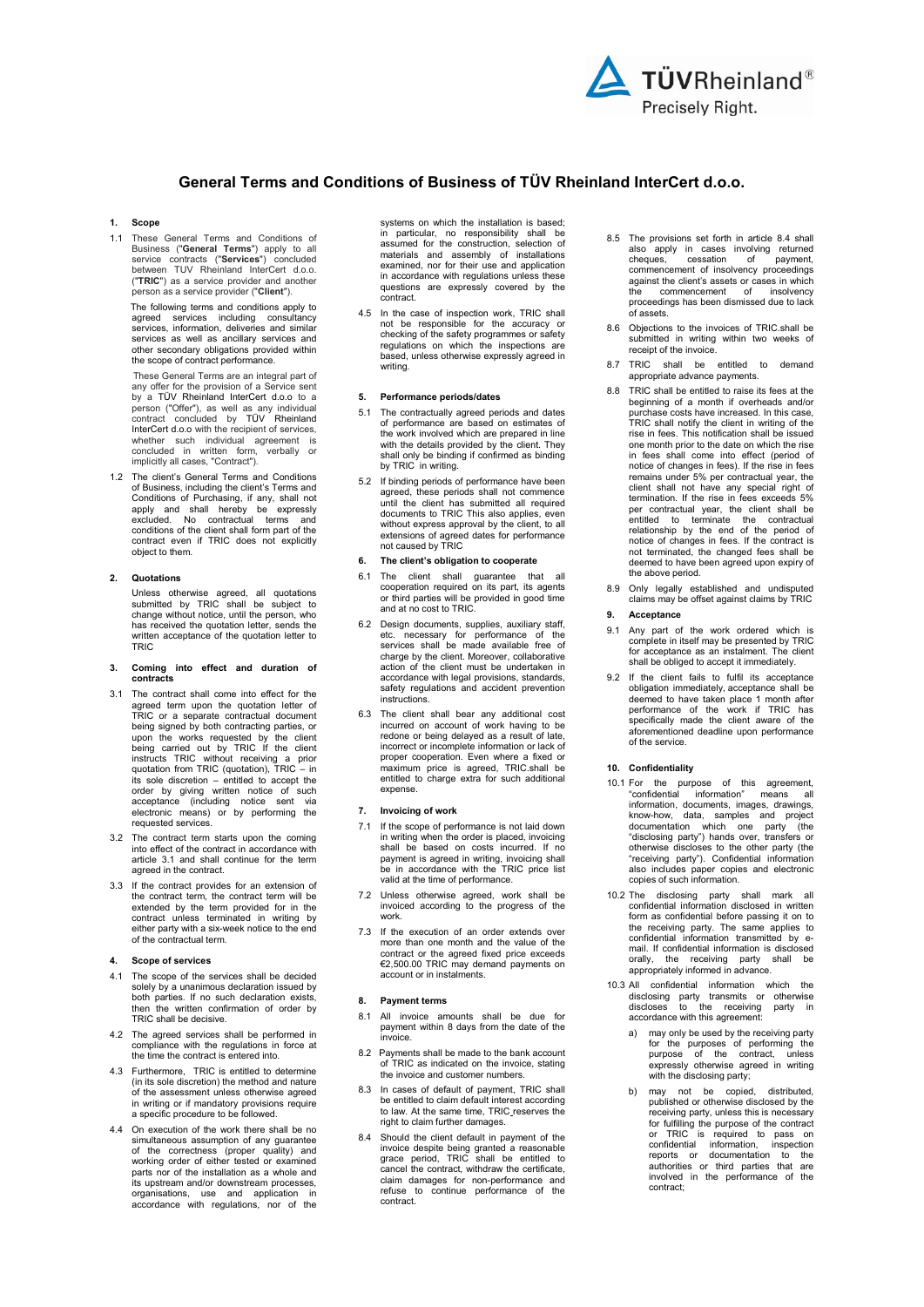# General Terms and Conditions of Business of TÜV Rheinland InterCert d.o.o.

## 1. Scope

1.1 These General Terms and Conditions of Business ("**General Terms**") apply to all service contracts ("**Services**") concluded between TUV Rheinland InterCert d.o.o. ("**TRIC**") as a service provider and another person as a service provider ("**Client**").

The following terms and conditions apply to agreed services including consultancy services, information, deliveries and similar services as well as ancillary services and other secondary obligations provided within the scope of contract performance.

These General Terms are an integral part of any offer for the provision of a Service sent by a TÜV Rheinland InterCert d.o.o to a person ("Offer"), as well as any individual contract concluded by TÜV Rheinland InterCert d.o.o with the recipient of services, whether such individual agreement is concluded in written form, verbally or implicitly all cases, "Contract").

1.2 The client's General Terms and Conditions of Business, including the client's Terms and Conditions of Purchasing, if any, shall not apply and shall hereby be expressly excluded. No contractual terms and conditions of the client shall form part of the contract even if TRIC does not explicitly object to them.

## 2. Quotations

Unless otherwise agreed, all quotations submitted by TRIC shall be subject to change without notice, until the person, who has received the quotation letter, sends the written acceptance of the quotation letter to TRIC

## 3. Coming into effect and duration of contracts

3.1 The contract shall come into effect for the agreed term upon the quotation letter of TRIC or a separate contractual document being signed by both contracting parties, or upon the works requested by the client being carried out by TRIC If the client instructs TRIC without receiving a prior quotation from TRIC (quotation), TRIC – in its sole discretion – entitled to accept the order by giving written notice of such acceptance (including notice sent via electronic means) or by performing the requested services.

3.2 The contract term starts upon the coming into effect of the contract in accordance with article 3.1 and shall continue for the term agreed in the contract.

3.3 If the contract provides for an extension of the contract term, the contract term will be extended by the term provided for in the contract unless terminated in writing by either party with a six-week notice to the end of the contractual term.

## 4. Scope of services

4.1 The scope of the services shall be decided solely by a unanimous declaration issued by both parties. If no such declaration exists, then the written confirmation of order by TRIC shall be decisive.

4.2 The agreed services shall be performed in compliance with the regulations in force at the time the contract is entered into.

4.3 Furthermore, TRIC is entitled to determine (in its sole discretion) the method and nature of the assessment unless otherwise agreed in writing or if mandatory provisions require a specific procedure to be followed.

4.4 On execution of the work there shall be no simultaneous assumption of any guarantee of the correctness (proper quality) and working order of either tested or examined parts nor of the installation as a whole and its upstream and/or downstream processes, organisations, use and application in accordance with regulations, nor of the systems on which the installation is based; in particular, no responsibility shall be assumed for the construction, selection of materials and assembly of installations examined, nor for their use and application in accordance with regulations unless these questions are expressly covered by the contract.

4.5 In the case of inspection work, TRIC shall not be responsible for the accuracy or checking of the safety programmes or safety regulations on which the inspections are based, unless otherwise expressly agreed in writing.

## 5. Performance periods/dates

5.1 The contractually agreed periods and dates of performance are based on estimates of the work involved which are prepared in line with the details provided by the client. They shall only be binding if confirmed as binding by TRIC in writing.

5.2 If binding periods of performance have been agreed, these periods shall not commence until the client has submitted all required documents to TRIC This also applies, even without express approval by the client, to all extensions of agreed dates for performance not caused by TRIC

## 6. The client's obligation to cooperate

6.1 The client shall guarantee that all cooperation required on its part, its agents or third parties will be provided in good time and at no cost to TRIC.

6.2 Design documents, supplies, auxiliary staff, etc. necessary for performance of the services shall be made available free of charge by the client. Moreover, collaborative action of the client must be undertaken in accordance with legal provisions, standards, safety regulations and accident prevention instructions.

6.3 The client shall bear any additional cost incurred on account of work having to be redone or being delayed as a result of late, incorrect or incomplete information or lack of proper cooperation. Even where a fixed or maximum price is agreed, TRIC.shall be entitled to charge extra for such additional expense.

## 7. Invoicing of work

7.1 If the scope of performance is not laid down in writing when the order is placed, invoicing shall be based on costs incurred. If no payment is agreed in writing, invoicing shall be in accordance with the TRIC price list valid at the time of performance.

7.2 Unless otherwise agreed, work shall be invoiced according to the progress of the work.

7.3 If the execution of an order extends over more than one month and the value of the contract or the agreed fixed price exceeds €2,500.00 TRIC may demand payments on account or in instalments.

## 8. Payment terms

8.1 All invoice amounts shall be due for payment within 8 days from the date of the invoice.

8.2 Payments shall be made to the bank account of TRIC as indicated on the invoice, stating the invoice and customer numbers.

8.3 In cases of default of payment, TRIC shall be entitled to claim default interest according to law. At the same time, TRIC reserves the right to claim further damages.

8.4 Should the client default in payment of the invoice despite being granted a reasonable grace period, TRIC shall be entitled to cancel the contract, withdraw the certificate, claim damages for non-performance and refuse to continue performance of the contract.

8.5 The provisions set forth in article 8.4 shall also apply in cases involving returned cheques, cessation of payment, commencement of insolvency proceedings against the client's assets or cases in which the commencement of insolvency proceedings has been dismissed due to lack of assets.

8.6 Objections to the invoices of TRIC.shall be submitted in writing within two weeks of receipt of the invoice.

8.7 TRIC shall be entitled to demand appropriate advance payments.

8.8 TRIC shall be entitled to raise its fees at the beginning of a month if overheads and/or purchase costs have increased. In this case, TRIC shall notify the client in writing of the rise in fees. This notification shall be issued one month prior to the date on which the rise in fees shall come into effect (period of notice of changes in fees). If the rise in fees remains under 5% per contractual year, the client shall not have any special right of termination. If the rise in fees exceeds 5% per contractual year, the client shall be entitled to terminate the contractual relationship by the end of the period of notice of changes in fees. If the contract is not terminated, the changed fees shall be deemed to have been agreed upon expiry of the above period.

8.9 Only legally established and undisputed claims may be offset against claims by TRIC

## 9. Acceptance

9.1 Any part of the work ordered which is complete in itself may be presented by TRIC for acceptance as an instalment. The client shall be obliged to accept it immediately.

9.2 If the client fails to fulfil its acceptance obligation immediately, acceptance shall be deemed to have taken place 1 month after performance of the work if TRIC has specifically made the client aware of the aforementioned deadline upon performance of the service.

## 10. Confidentiality

10.1 For the purpose of this agreement, "confidential information" means all information, documents, images, drawings, know-how, data, samples and project documentation which one party (the "disclosing party") hands over, transfers or otherwise discloses to the other party (the "receiving party"). Confidential information also includes paper copies and electronic copies of such information.

10.2 The disclosing party shall mark all confidential information disclosed in written form as confidential before passing it on to the receiving party. The same applies to confidential information transmitted by e-mail. If confidential information is disclosed orally, the receiving party shall be appropriately informed in advance.

10.3 All confidential information which the disclosing party transmits or otherwise discloses to the receiving party in accordance with this agreement:

a) may only be used by the receiving party for the purposes of performing the purpose of the contract, unless expressly otherwise agreed in writing with the disclosing party;

b) may not be copied, distributed, published or otherwise disclosed by the receiving party, unless this is necessary for fulfilling the purpose of the contract or TRIC is required to pass on confidential information, inspection reports or documentation to the authorities or third parties that are involved in the performance of the contract;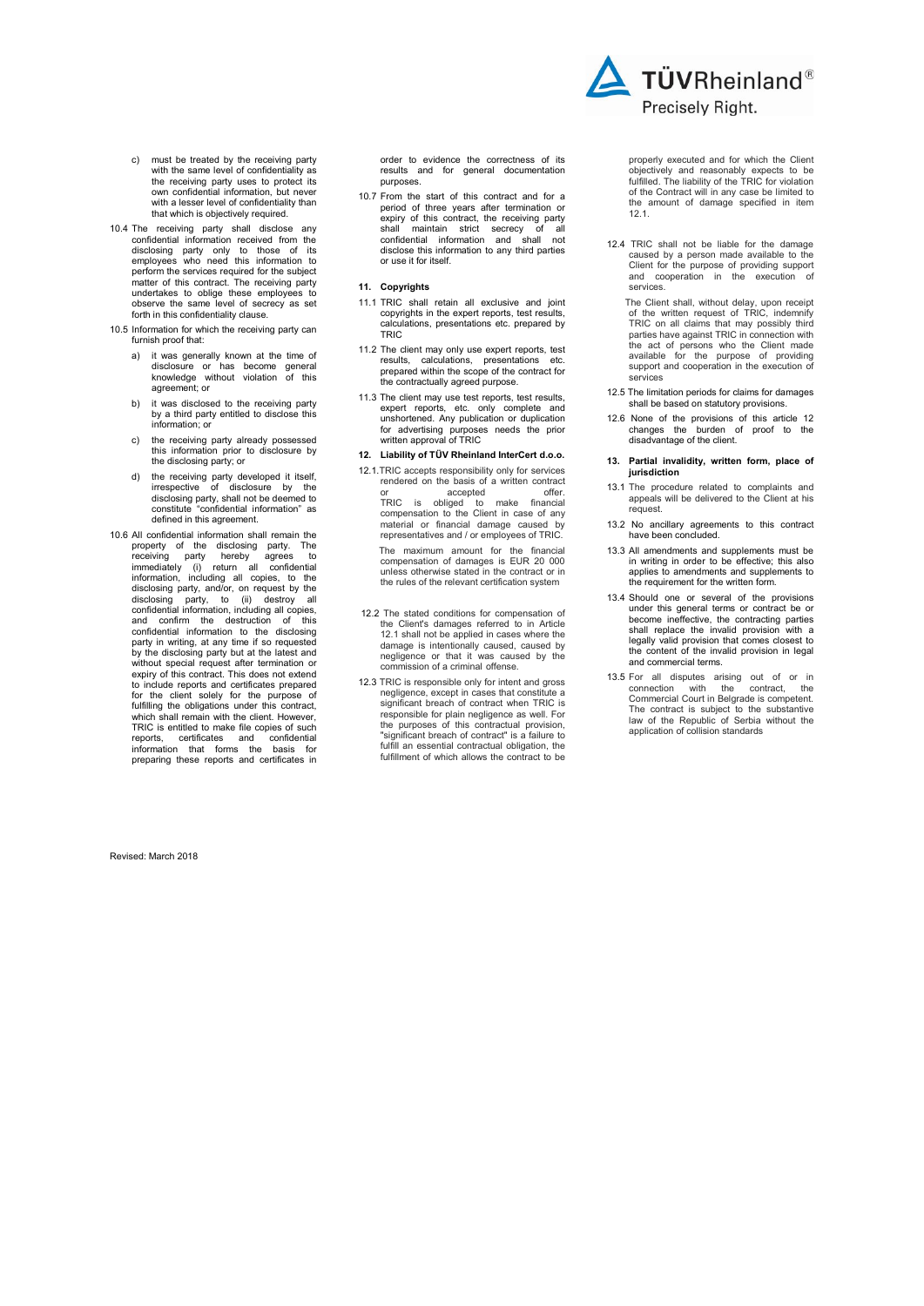c) must be treated by the receiving party with the same level of confidentiality as the receiving party uses to protect its own confidential information, but never with a lesser level of confidentiality than that which is objectively required.

10.4 The receiving party shall disclose any confidential information received from the disclosing party only to those of its employees who need this information to perform the services required for the subject matter of this contract. The receiving party undertakes to oblige these employees to observe the same level of secrecy as set forth in this confidentiality clause.

10.5 Information for which the receiving party can furnish proof that:

a) it was generally known at the time of disclosure or has become general knowledge without violation of this agreement; or

b) it was disclosed to the receiving party by a third party entitled to disclose this information; or

c) the receiving party already possessed this information prior to disclosure by the disclosing party; or

d) the receiving party developed it itself, irrespective of disclosure by the disclosing party, shall not be deemed to constitute "confidential information" as defined in this agreement.

10.6 All confidential information shall remain the property of the disclosing party. The receiving party hereby agrees to immediately (i) return all confidential information, including all copies, to the disclosing party, and/or, on request by the disclosing party, to (ii) destroy all confidential information, including all copies, and confirm the destruction of this confidential information to the disclosing party in writing, at any time if so requested by the disclosing party but at the latest and without special request after termination or expiry of this contract. This does not extend to include reports and certificates prepared for the client solely for the purpose of fulfilling the obligations under this contract, which shall remain with the client. However, TRIC is entitled to make file copies of such reports, certificates and confidential information that forms the basis for preparing these reports and certificates in order to evidence the correctness of its results and for general documentation purposes.

10.7 From the start of this contract and for a period of three years after termination or expiry of this contract, the receiving party shall maintain strict secrecy of all confidential information and shall not disclose this information to any third parties or use it for itself.

## 11. Copyrights

11.1 TRIC shall retain all exclusive and joint copyrights in the expert reports, test results, calculations, presentations etc. prepared by TRIC

11.2 The client may only use expert reports, test results, calculations, presentations etc. prepared within the scope of the contract for the contractually agreed purpose.

11.3 The client may use test reports, test results, expert reports, etc. only complete and unshortened. Any publication or duplication for advertising purposes needs the prior written approval of TRIC

## 12. Liability of TÜV Rheinland InterCert d.o.o.

12.1. TRIC accepts responsibility only for services rendered on the basis of a written contract or accepted offer. TRIC is obliged to make financial compensation to the Client in case of any material or financial damage caused by representatives and / or employees of TRIC.

The maximum amount for the financial compensation of damages is EUR 20 000 unless otherwise stated in the contract or in the rules of the relevant certification system

12.2 The stated conditions for compensation of the Client's damages referred to in Article 12.1 shall not be applied in cases where the damage is intentionally caused, caused by negligence or that it was caused by the commission of a criminal offense.

12.3 TRIC is responsible only for intent and gross negligence, except in cases that constitute a significant breach of contract when TRIC is responsible for plain negligence as well. For the purposes of this contractual provision, "significant breach of contract" is a failure to fulfill an essential contractual obligation, the fulfillment of which allows the contract to be properly executed and for which the Client objectively and reasonably expects to be fulfilled. The liability of the TRIC for violation of the Contract will in any case be limited to the amount of damage specified in item 12.1.

12.4 TRIC shall not be liable for the damage caused by a person made available to the Client for the purpose of providing support and cooperation in the execution of services.

The Client shall, without delay, upon receipt of the written request of TRIC, indemnify TRIC on all claims that may possibly third parties have against TRIC in connection with the act of persons who the Client made available for the purpose of providing support and cooperation in the execution of services

12.5 The limitation periods for claims for damages shall be based on statutory provisions.

12.6 None of the provisions of this article 12 changes the burden of proof to the disadvantage of the client.

## 13. Partial invalidity, written form, place of jurisdiction

13.1 The procedure related to complaints and appeals will be delivered to the Client at his request.

13.2 No ancillary agreements to this contract have been concluded.

13.3 All amendments and supplements must be in writing in order to be effective; this also applies to amendments and supplements to the requirement for the written form.

13.4 Should one or several of the provisions under this general terms or contract be or become ineffective, the contracting parties shall replace the invalid provision with a legally valid provision that comes closest to the content of the invalid provision in legal and commercial terms.

13.5 For all disputes arising out of or in connection with the contract, the Commercial Court in Belgrade is competent. The contract is subject to the substantive law of the Republic of Serbia without the application of collision standards

Revised: March 2018